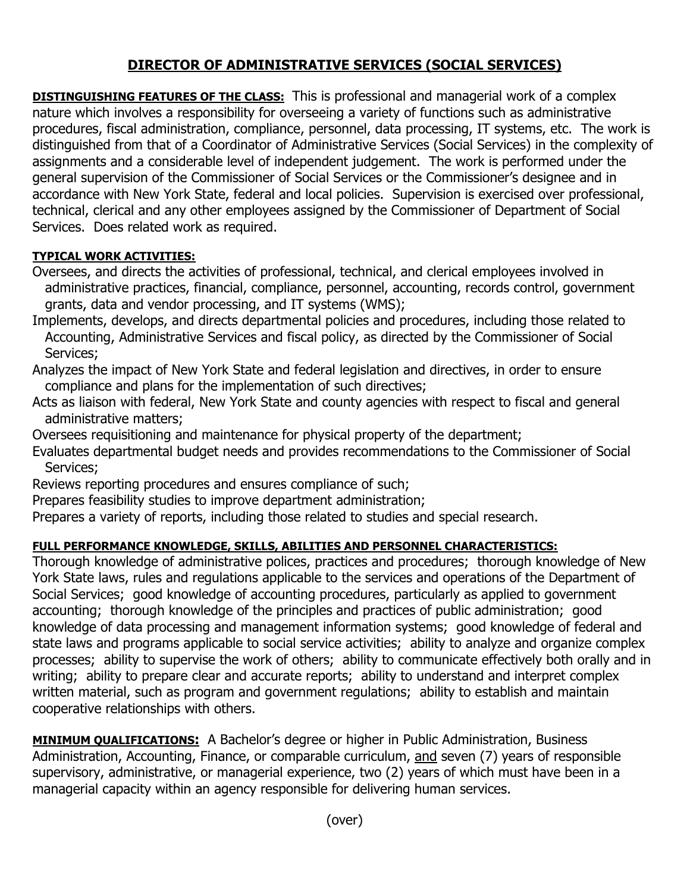# DIRECTOR OF ADMINISTRATIVE SERVICES (SOCIAL SERVICES)

**DISTINGUISHING FEATURES OF THE CLASS:** This is professional and managerial work of a complex nature which involves a responsibility for overseeing a variety of functions such as administrative procedures, fiscal administration, compliance, personnel, data processing, IT systems, etc. The work is distinguished from that of a Coordinator of Administrative Services (Social Services) in the complexity of assignments and a considerable level of independent judgement. The work is performed under the general supervision of the Commissioner of Social Services or the Commissioner's designee and in accordance with New York State, federal and local policies. Supervision is exercised over professional, technical, clerical and any other employees assigned by the Commissioner of Department of Social Services. Does related work as required.

**TYPICAL WORK ACTIVITIES:**

Oversees, and directs the activities of professional, technical, and clerical employees involved in administrative practices, financial, compliance, personnel, accounting, records control, government grants, data and vendor processing, and IT systems (WMS);

Implements, develops, and directs departmental policies and procedures, including those related to Accounting, Administrative Services and fiscal policy, as directed by the Commissioner of Social Services;

Analyzes the impact of New York State and federal legislation and directives, in order to ensure compliance and plans for the implementation of such directives;

Acts as liaison with federal, New York State and county agencies with respect to fiscal and general administrative matters;

Oversees requisitioning and maintenance for physical property of the department;

Evaluates departmental budget needs and provides recommendations to the Commissioner of Social Services;

Reviews reporting procedures and ensures compliance of such;

Prepares feasibility studies to improve department administration;

Prepares a variety of reports, including those related to studies and special research.

**FULL PERFORMANCE KNOWLEDGE, SKILLS, ABILITIES AND PERSONNEL CHARACTERISTICS:**

Thorough knowledge of administrative polices, practices and procedures; thorough knowledge of New York State laws, rules and regulations applicable to the services and operations of the Department of Social Services; good knowledge of accounting procedures, particularly as applied to government accounting; thorough knowledge of the principles and practices of public administration; good knowledge of data processing and management information systems; good knowledge of federal and state laws and programs applicable to social service activities; ability to analyze and organize complex processes; ability to supervise the work of others; ability to communicate effectively both orally and in writing; ability to prepare clear and accurate reports; ability to understand and interpret complex written material, such as program and government regulations; ability to establish and maintain cooperative relationships with others.

**MINIMUM QUALIFICATIONS:** A Bachelor's degree or higher in Public Administration, Business Administration, Accounting, Finance, or comparable curriculum, and seven (7) years of responsible supervisory, administrative, or managerial experience, two (2) years of which must have been in a managerial capacity within an agency responsible for delivering human services.

(over)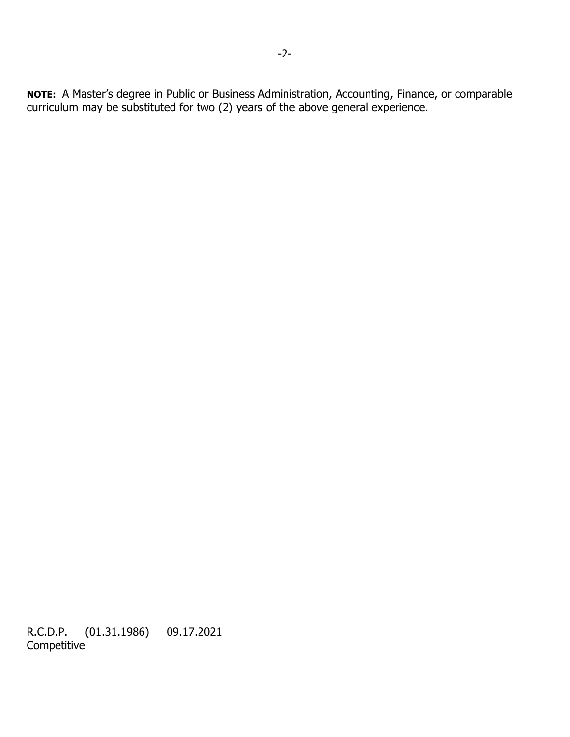**NOTE:** A Master's degree in Public or Business Administration, Accounting, Finance, or comparable curriculum may be substituted for two (2) years of the above general experience.

R.C.D.P. (01.31.1986) 09.17.2021
Competitive